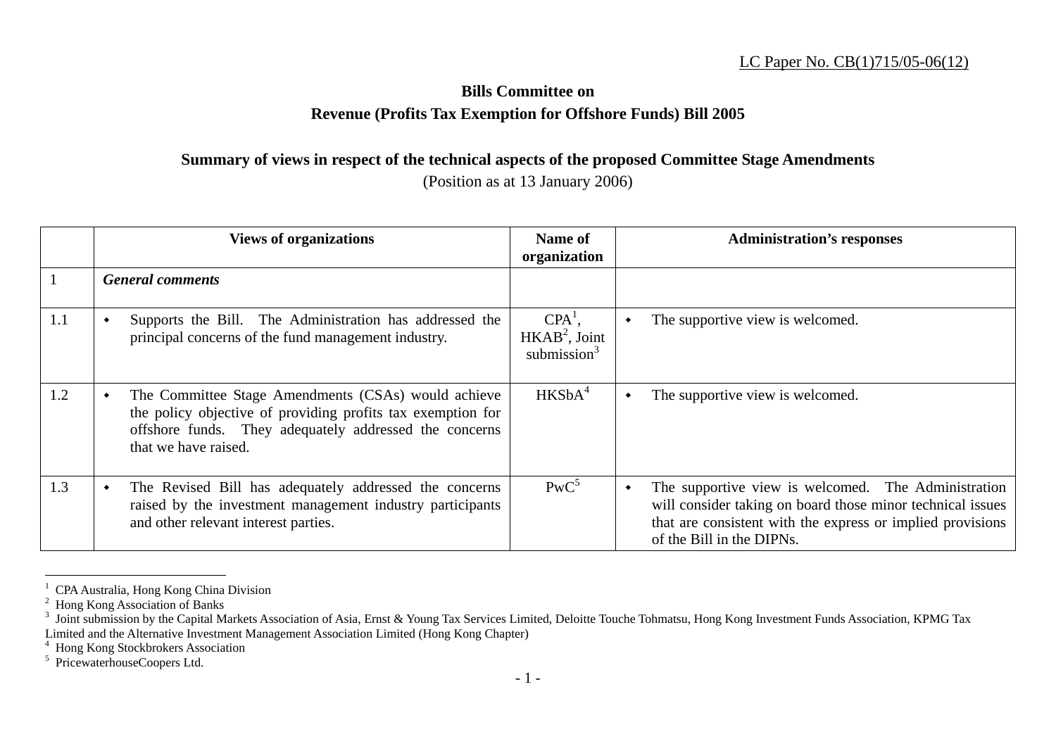LC Paper No. CB(1)715/05-06(12)

**Bills Committee on**
**Revenue (Profits Tax Exemption for Offshore Funds) Bill 2005**

**Summary of views in respect of the technical aspects of the proposed Committee Stage Amendments**
(Position as at 13 January 2006)

| | Views of organizations | Name of organization | Administration's responses |
|---|---|---|---|
| 1 | ***General comments*** | | |
| 1.1 | • Supports the Bill. The Administration has addressed the principal concerns of the fund management industry. | CPA[1], HKAB[2], Joint submission[3] | • The supportive view is welcomed. |
| 1.2 | • The Committee Stage Amendments (CSAs) would achieve the policy objective of providing profits tax exemption for offshore funds. They adequately addressed the concerns that we have raised. | HKSbA[4] | • The supportive view is welcomed. |
| 1.3 | • The Revised Bill has adequately addressed the concerns raised by the investment management industry participants and other relevant interest parties. | PwC[5] | • The supportive view is welcomed. The Administration will consider taking on board those minor technical issues that are consistent with the express or implied provisions of the Bill in the DIPNs. |

[1] CPA Australia, Hong Kong China Division
[2] Hong Kong Association of Banks
[3] Joint submission by the Capital Markets Association of Asia, Ernst & Young Tax Services Limited, Deloitte Touche Tohmatsu, Hong Kong Investment Funds Association, KPMG Tax Limited and the Alternative Investment Management Association Limited (Hong Kong Chapter)
[4] Hong Kong Stockbrokers Association
[5] PricewaterhouseCoopers Ltd.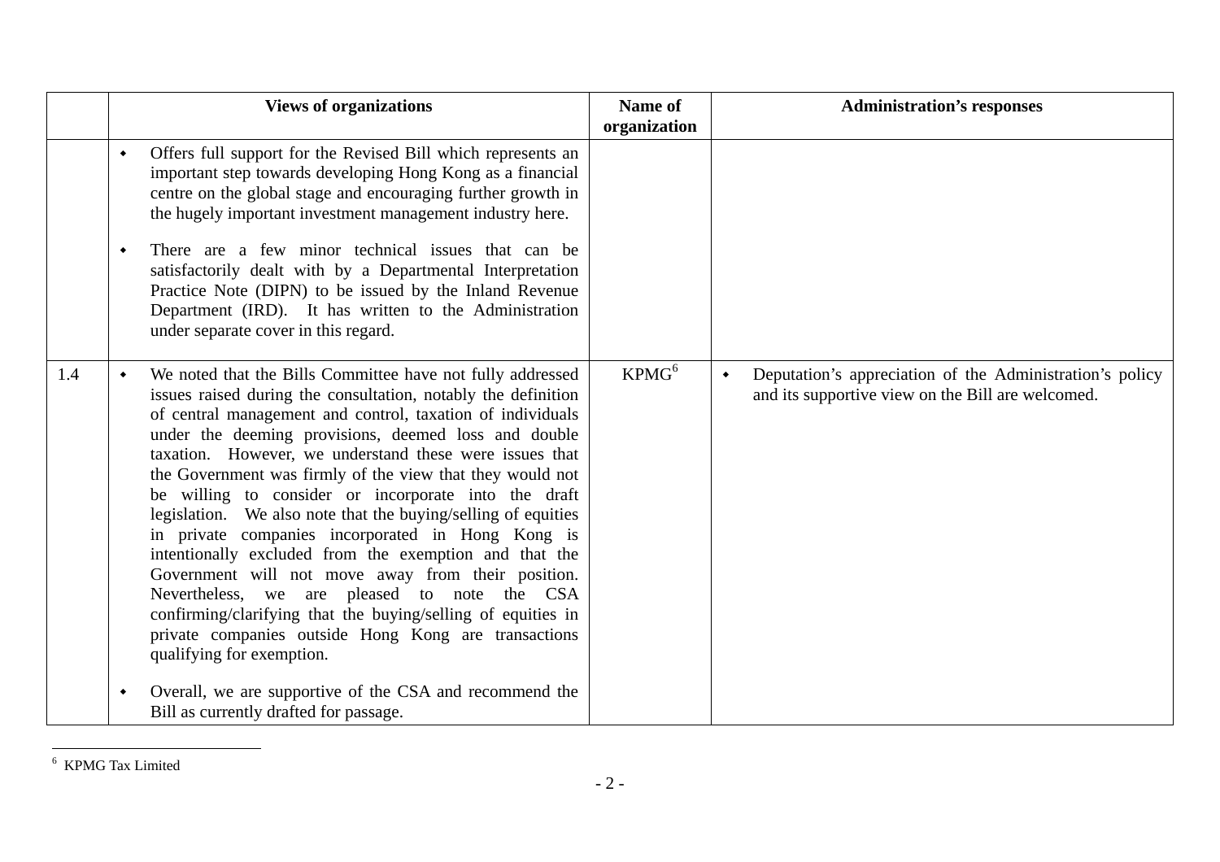| | Views of organizations | Name of organization | Administration's responses |
|---|---|---|---|
| | • Offers full support for the Revised Bill which represents an important step towards developing Hong Kong as a financial centre on the global stage and encouraging further growth in the hugely important investment management industry here.<br><br>• There are a few minor technical issues that can be satisfactorily dealt with by a Departmental Interpretation Practice Note (DIPN) to be issued by the Inland Revenue Department (IRD). It has written to the Administration under separate cover in this regard. | | |
| 1.4 | • We noted that the Bills Committee have not fully addressed issues raised during the consultation, notably the definition of central management and control, taxation of individuals under the deeming provisions, deemed loss and double taxation. However, we understand these were issues that the Government was firmly of the view that they would not be willing to consider or incorporate into the draft legislation. We also note that the buying/selling of equities in private companies incorporated in Hong Kong is intentionally excluded from the exemption and that the Government will not move away from their position. Nevertheless, we are pleased to note the CSA confirming/clarifying that the buying/selling of equities in private companies outside Hong Kong are transactions qualifying for exemption.<br><br>• Overall, we are supportive of the CSA and recommend the Bill as currently drafted for passage. | KPMG[6] | • Deputation's appreciation of the Administration's policy and its supportive view on the Bill are welcomed. |

[6] KPMG Tax Limited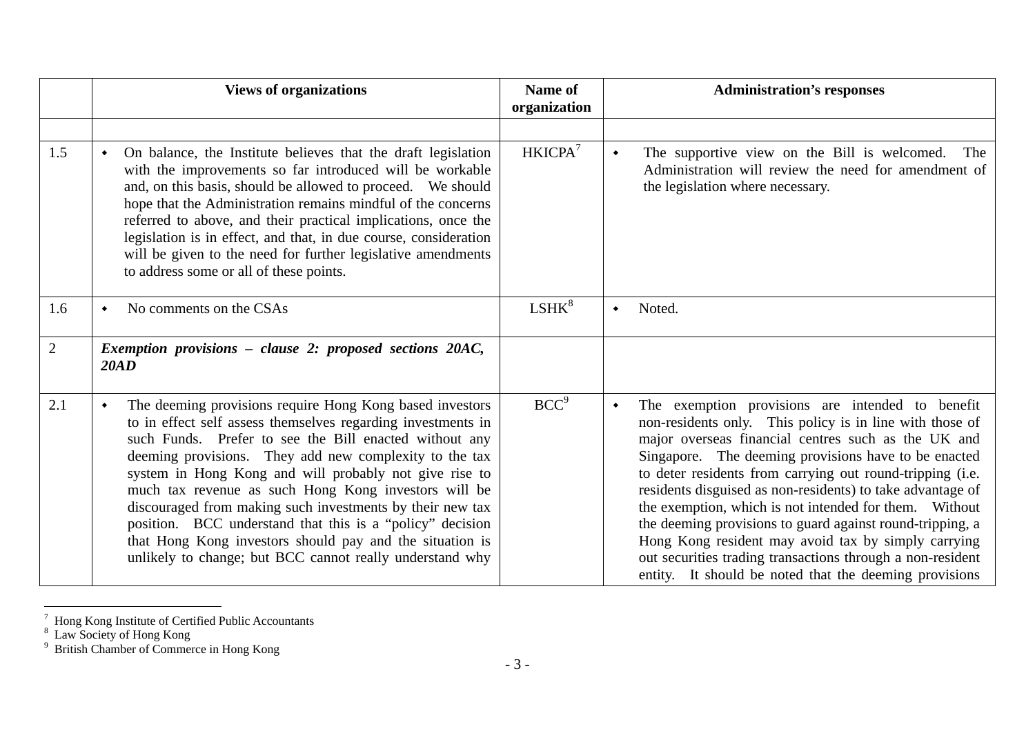| | Views of organizations | Name of organization | Administration's responses |
|---|---|---|---|
| | | | |
| 1.5 | ◆ On balance, the Institute believes that the draft legislation with the improvements so far introduced will be workable and, on this basis, should be allowed to proceed. We should hope that the Administration remains mindful of the concerns referred to above, and their practical implications, once the legislation is in effect, and that, in due course, consideration will be given to the need for further legislative amendments to address some or all of these points. | HKICPA[7] | ◆ The supportive view on the Bill is welcomed. The Administration will review the need for amendment of the legislation where necessary. |
| 1.6 | ◆ No comments on the CSAs | LSHK[8] | ◆ Noted. |
| 2 | ***Exemption provisions – clause 2: proposed sections 20AC, 20AD*** | | |
| 2.1 | ◆ The deeming provisions require Hong Kong based investors to in effect self assess themselves regarding investments in such Funds. Prefer to see the Bill enacted without any deeming provisions. They add new complexity to the tax system in Hong Kong and will probably not give rise to much tax revenue as such Hong Kong investors will be discouraged from making such investments by their new tax position. BCC understand that this is a "policy" decision that Hong Kong investors should pay and the situation is unlikely to change; but BCC cannot really understand why | BCC[9] | ◆ The exemption provisions are intended to benefit non-residents only. This policy is in line with those of major overseas financial centres such as the UK and Singapore. The deeming provisions have to be enacted to deter residents from carrying out round-tripping (i.e. residents disguised as non-residents) to take advantage of the exemption, which is not intended for them. Without the deeming provisions to guard against round-tripping, a Hong Kong resident may avoid tax by simply carrying out securities trading transactions through a non-resident entity. It should be noted that the deeming provisions |

[7] Hong Kong Institute of Certified Public Accountants
[8] Law Society of Hong Kong
[9] British Chamber of Commerce in Hong Kong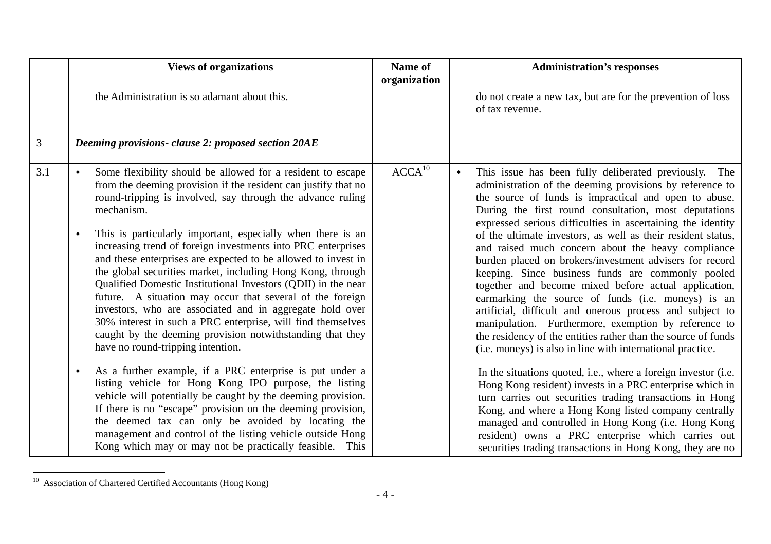| | Views of organizations | Name of organization | Administration's responses |
|---|---|---|---|
| | the Administration is so adamant about this. | | do not create a new tax, but are for the prevention of loss of tax revenue. |
| 3 | ***Deeming provisions- clause 2: proposed section 20AE*** | | |
| 3.1 | • Some flexibility should be allowed for a resident to escape from the deeming provision if the resident can justify that no round-tripping is involved, say through the advance ruling mechanism.<br><br>• This is particularly important, especially when there is an increasing trend of foreign investments into PRC enterprises and these enterprises are expected to be allowed to invest in the global securities market, including Hong Kong, through Qualified Domestic Institutional Investors (QDII) in the near future. A situation may occur that several of the foreign investors, who are associated and in aggregate hold over 30% interest in such a PRC enterprise, will find themselves caught by the deeming provision notwithstanding that they have no round-tripping intention.<br><br>• As a further example, if a PRC enterprise is put under a listing vehicle for Hong Kong IPO purpose, the listing vehicle will potentially be caught by the deeming provision. If there is no "escape" provision on the deeming provision, the deemed tax can only be avoided by locating the management and control of the listing vehicle outside Hong Kong which may or may not be practically feasible. This | ACCA[10] | • This issue has been fully deliberated previously. The administration of the deeming provisions by reference to the source of funds is impractical and open to abuse. During the first round consultation, most deputations expressed serious difficulties in ascertaining the identity of the ultimate investors, as well as their resident status, and raised much concern about the heavy compliance burden placed on brokers/investment advisers for record keeping. Since business funds are commonly pooled together and become mixed before actual application, earmarking the source of funds (i.e. moneys) is an artificial, difficult and onerous process and subject to manipulation. Furthermore, exemption by reference to the residency of the entities rather than the source of funds (i.e. moneys) is also in line with international practice.<br><br>In the situations quoted, i.e., where a foreign investor (i.e. Hong Kong resident) invests in a PRC enterprise which in turn carries out securities trading transactions in Hong Kong, and where a Hong Kong listed company centrally managed and controlled in Hong Kong (i.e. Hong Kong resident) owns a PRC enterprise which carries out securities trading transactions in Hong Kong, they are no |

[10] Association of Chartered Certified Accountants (Hong Kong)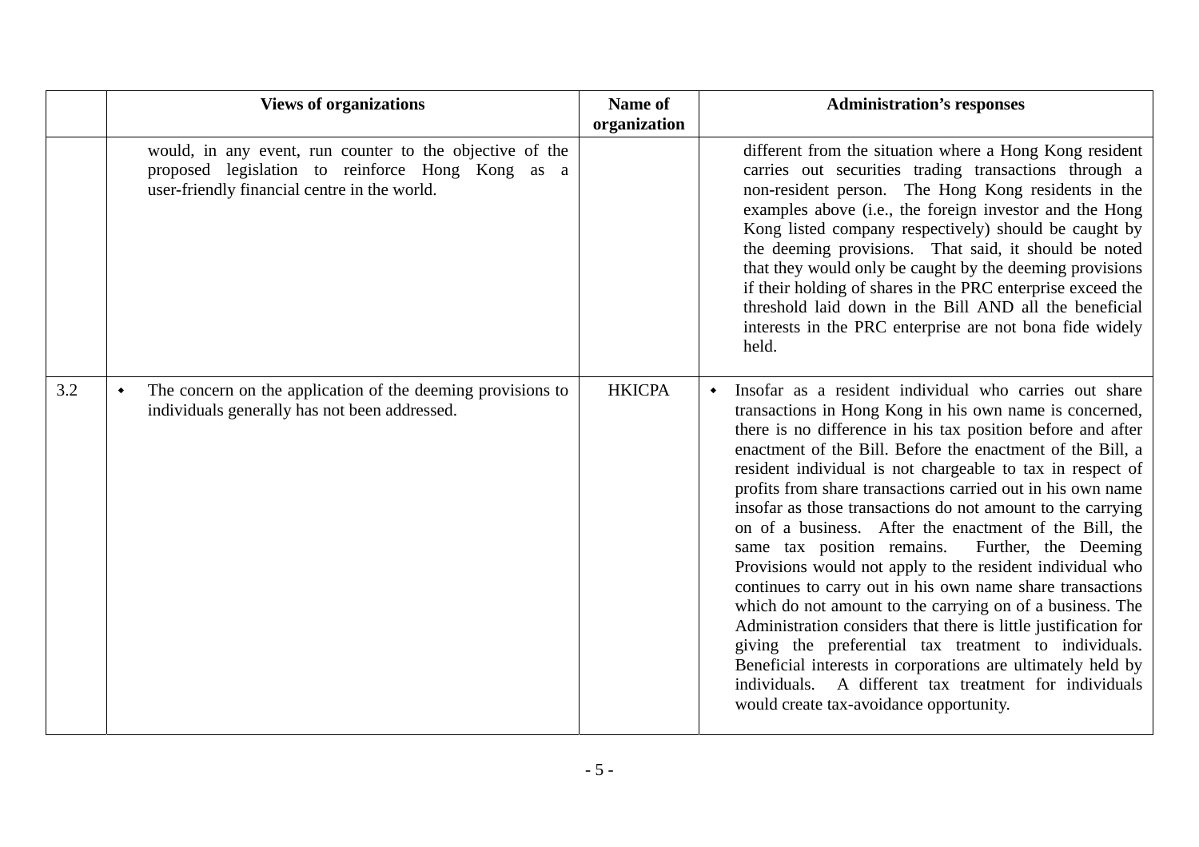| | Views of organizations | Name of organization | Administration's responses |
|---|---|---|---|
| | would, in any event, run counter to the objective of the proposed legislation to reinforce Hong Kong as a user-friendly financial centre in the world. | | different from the situation where a Hong Kong resident carries out securities trading transactions through a non-resident person. The Hong Kong residents in the examples above (i.e., the foreign investor and the Hong Kong listed company respectively) should be caught by the deeming provisions. That said, it should be noted that they would only be caught by the deeming provisions if their holding of shares in the PRC enterprise exceed the threshold laid down in the Bill AND all the beneficial interests in the PRC enterprise are not bona fide widely held. |
| 3.2 | • The concern on the application of the deeming provisions to individuals generally has not been addressed. | HKICPA | • Insofar as a resident individual who carries out share transactions in Hong Kong in his own name is concerned, there is no difference in his tax position before and after enactment of the Bill. Before the enactment of the Bill, a resident individual is not chargeable to tax in respect of profits from share transactions carried out in his own name insofar as those transactions do not amount to the carrying on of a business. After the enactment of the Bill, the same tax position remains. Further, the Deeming Provisions would not apply to the resident individual who continues to carry out in his own name share transactions which do not amount to the carrying on of a business. The Administration considers that there is little justification for giving the preferential tax treatment to individuals. Beneficial interests in corporations are ultimately held by individuals. A different tax treatment for individuals would create tax-avoidance opportunity. |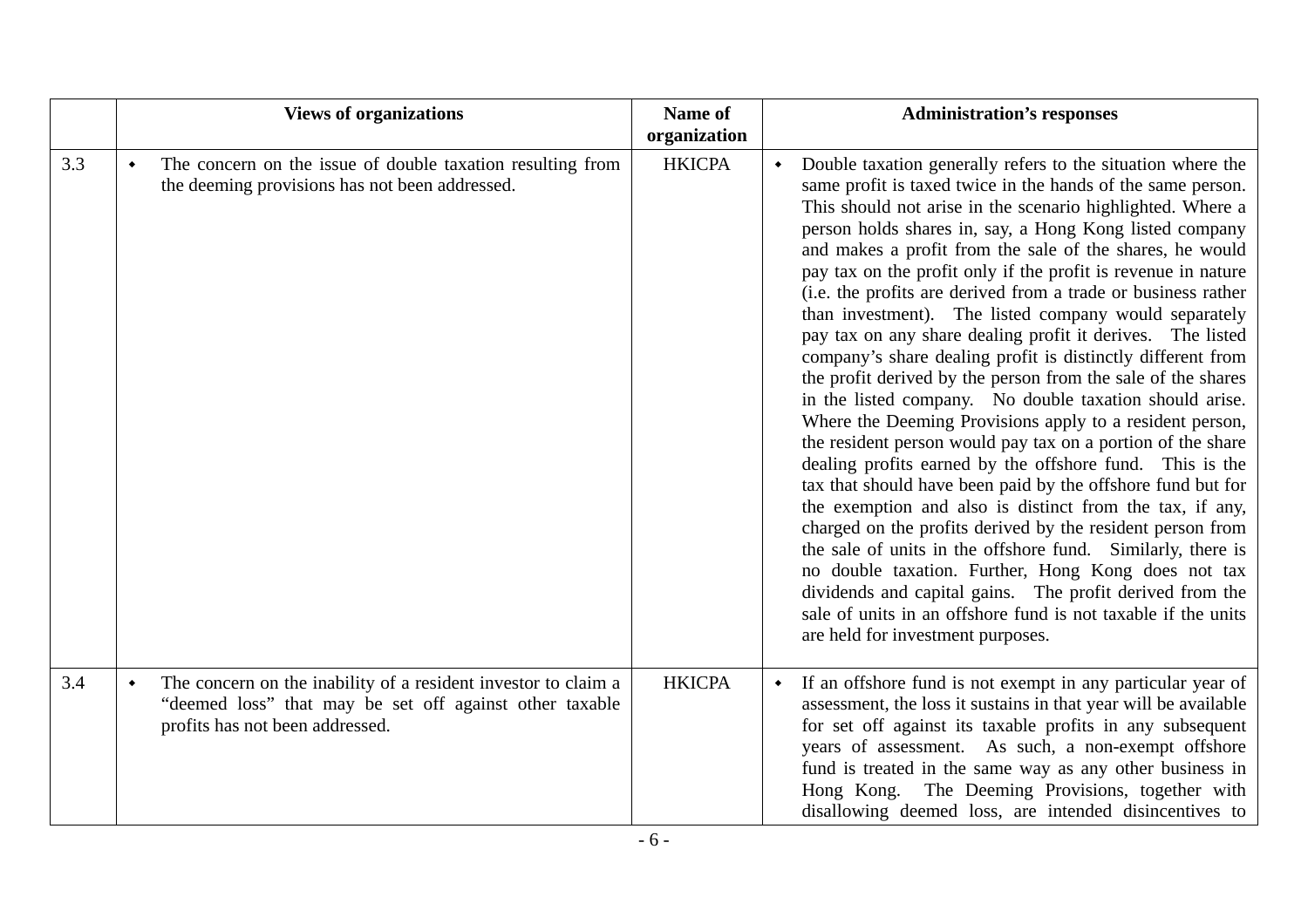| | Views of organizations | Name of organization | Administration's responses |
|---|---|---|---|
| 3.3 | ◆ The concern on the issue of double taxation resulting from the deeming provisions has not been addressed. | HKICPA | ◆ Double taxation generally refers to the situation where the same profit is taxed twice in the hands of the same person. This should not arise in the scenario highlighted. Where a person holds shares in, say, a Hong Kong listed company and makes a profit from the sale of the shares, he would pay tax on the profit only if the profit is revenue in nature (i.e. the profits are derived from a trade or business rather than investment). The listed company would separately pay tax on any share dealing profit it derives. The listed company's share dealing profit is distinctly different from the profit derived by the person from the sale of the shares in the listed company. No double taxation should arise. Where the Deeming Provisions apply to a resident person, the resident person would pay tax on a portion of the share dealing profits earned by the offshore fund. This is the tax that should have been paid by the offshore fund but for the exemption and also is distinct from the tax, if any, charged on the profits derived by the resident person from the sale of units in the offshore fund. Similarly, there is no double taxation. Further, Hong Kong does not tax dividends and capital gains. The profit derived from the sale of units in an offshore fund is not taxable if the units are held for investment purposes. |
| 3.4 | ◆ The concern on the inability of a resident investor to claim a "deemed loss" that may be set off against other taxable profits has not been addressed. | HKICPA | ◆ If an offshore fund is not exempt in any particular year of assessment, the loss it sustains in that year will be available for set off against its taxable profits in any subsequent years of assessment. As such, a non-exempt offshore fund is treated in the same way as any other business in Hong Kong. The Deeming Provisions, together with disallowing deemed loss, are intended disincentives to |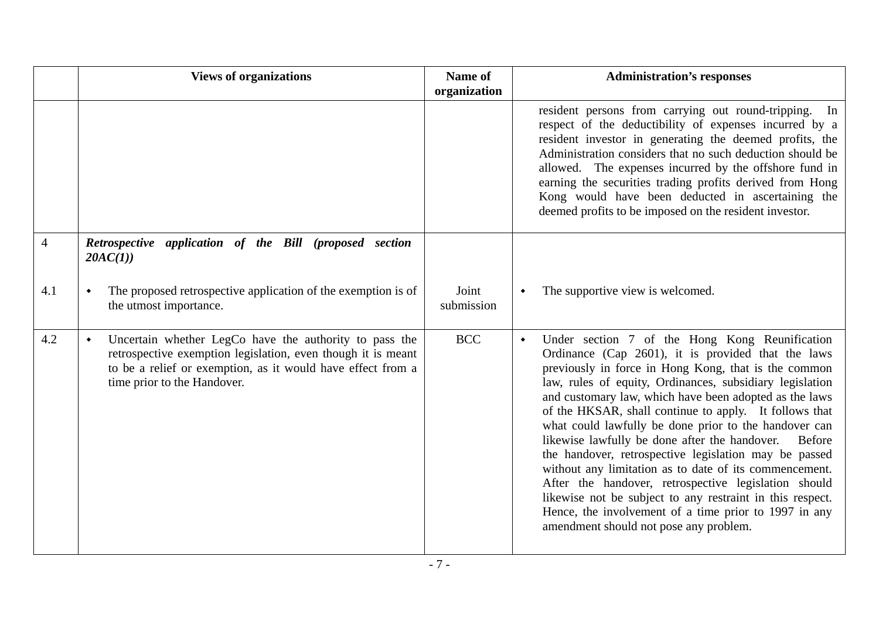|  | Views of organizations | Name of organization | Administration's responses |
|---|---|---|---|
|  |  |  | resident persons from carrying out round-tripping. In respect of the deductibility of expenses incurred by a resident investor in generating the deemed profits, the Administration considers that no such deduction should be allowed. The expenses incurred by the offshore fund in earning the securities trading profits derived from Hong Kong would have been deducted in ascertaining the deemed profits to be imposed on the resident investor. |
| 4 | ***Retrospective application of the Bill (proposed section 20AC(1))*** |  |  |
| 4.1 | • The proposed retrospective application of the exemption is of the utmost importance. | Joint submission | • The supportive view is welcomed. |
| 4.2 | • Uncertain whether LegCo have the authority to pass the retrospective exemption legislation, even though it is meant to be a relief or exemption, as it would have effect from a time prior to the Handover. | BCC | • Under section 7 of the Hong Kong Reunification Ordinance (Cap 2601), it is provided that the laws previously in force in Hong Kong, that is the common law, rules of equity, Ordinances, subsidiary legislation and customary law, which have been adopted as the laws of the HKSAR, shall continue to apply. It follows that what could lawfully be done prior to the handover can likewise lawfully be done after the handover. Before the handover, retrospective legislation may be passed without any limitation as to date of its commencement. After the handover, retrospective legislation should likewise not be subject to any restraint in this respect. Hence, the involvement of a time prior to 1997 in any amendment should not pose any problem. |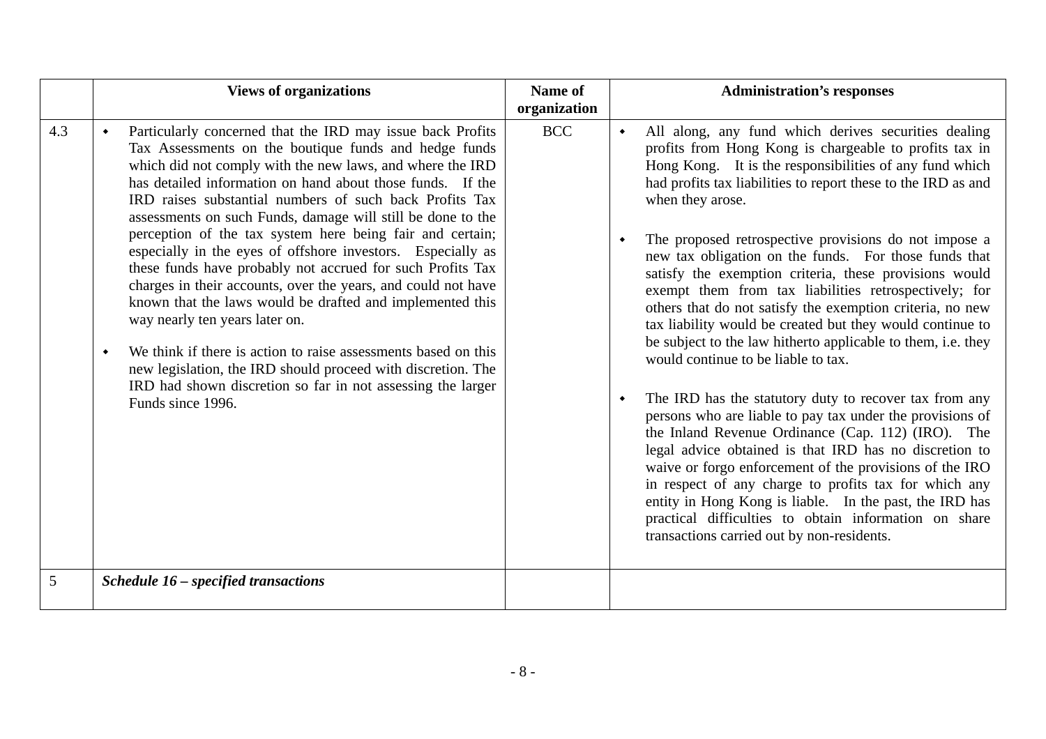|  | Views of organizations | Name of organization | Administration's responses |
|---|---|---|---|
| 4.3 | • Particularly concerned that the IRD may issue back Profits Tax Assessments on the boutique funds and hedge funds which did not comply with the new laws, and where the IRD has detailed information on hand about those funds. If the IRD raises substantial numbers of such back Profits Tax assessments on such Funds, damage will still be done to the perception of the tax system here being fair and certain; especially in the eyes of offshore investors. Especially as these funds have probably not accrued for such Profits Tax charges in their accounts, over the years, and could not have known that the laws would be drafted and implemented this way nearly ten years later on.<br><br>• We think if there is action to raise assessments based on this new legislation, the IRD should proceed with discretion. The IRD had shown discretion so far in not assessing the larger Funds since 1996. | BCC | • All along, any fund which derives securities dealing profits from Hong Kong is chargeable to profits tax in Hong Kong. It is the responsibilities of any fund which had profits tax liabilities to report these to the IRD as and when they arose.<br><br>• The proposed retrospective provisions do not impose a new tax obligation on the funds. For those funds that satisfy the exemption criteria, these provisions would exempt them from tax liabilities retrospectively; for others that do not satisfy the exemption criteria, no new tax liability would be created but they would continue to be subject to the law hitherto applicable to them, i.e. they would continue to be liable to tax.<br><br>• The IRD has the statutory duty to recover tax from any persons who are liable to pay tax under the provisions of the Inland Revenue Ordinance (Cap. 112) (IRO). The legal advice obtained is that IRD has no discretion to waive or forgo enforcement of the provisions of the IRO in respect of any charge to profits tax for which any entity in Hong Kong is liable. In the past, the IRD has practical difficulties to obtain information on share transactions carried out by non-residents. |
| 5 | ***Schedule 16 – specified transactions*** |  |  |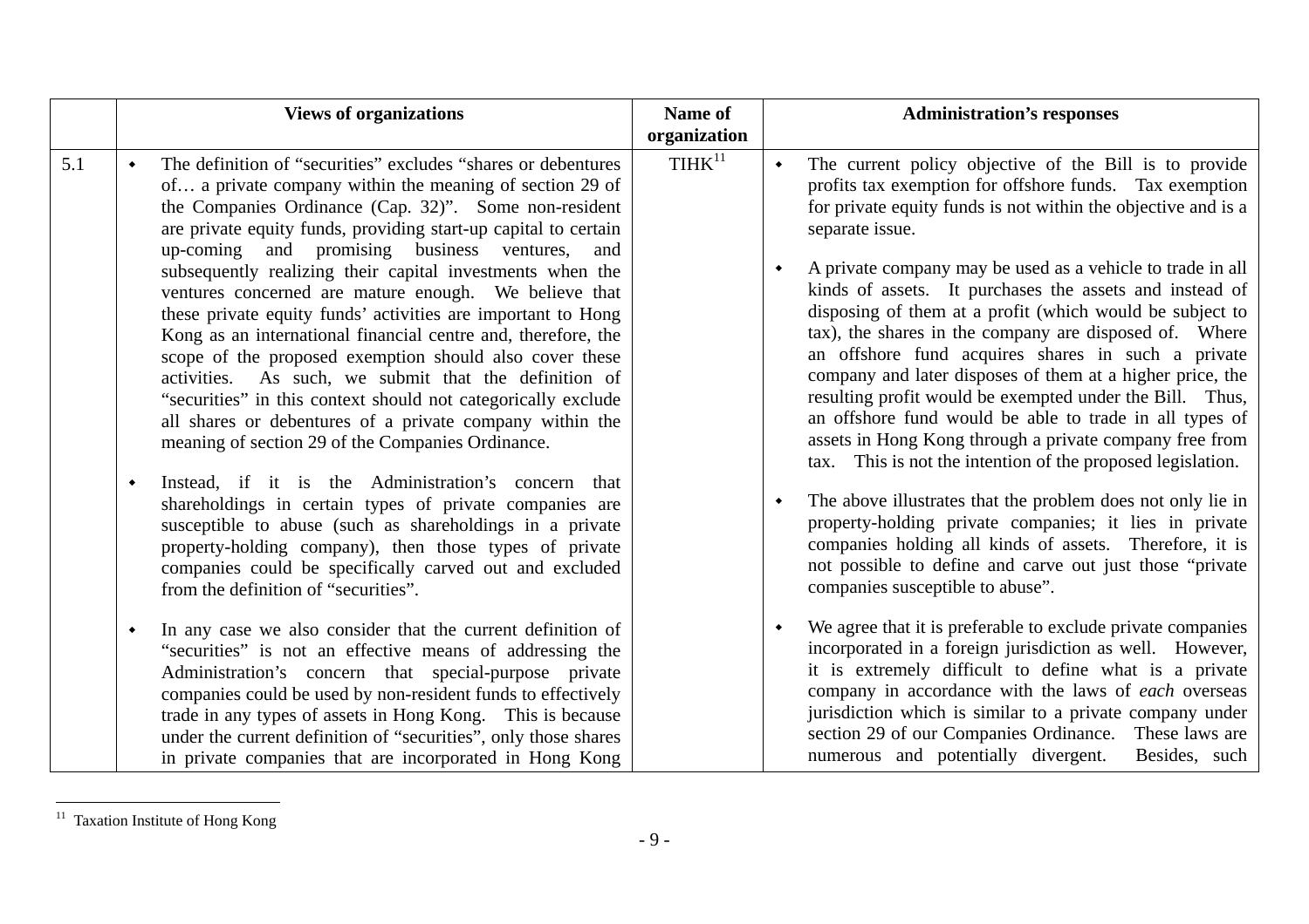| | Views of organizations | Name of organization | Administration's responses |
|---|---|---|---|
| 5.1 | • The definition of "securities" excludes "shares or debentures of… a private company within the meaning of section 29 of the Companies Ordinance (Cap. 32)". Some non-resident are private equity funds, providing start-up capital to certain up-coming and promising business ventures, and subsequently realizing their capital investments when the ventures concerned are mature enough. We believe that these private equity funds' activities are important to Hong Kong as an international financial centre and, therefore, the scope of the proposed exemption should also cover these activities. As such, we submit that the definition of "securities" in this context should not categorically exclude all shares or debentures of a private company within the meaning of section 29 of the Companies Ordinance.<br><br>• Instead, if it is the Administration's concern that shareholdings in certain types of private companies are susceptible to abuse (such as shareholdings in a private property-holding company), then those types of private companies could be specifically carved out and excluded from the definition of "securities".<br><br>• In any case we also consider that the current definition of "securities" is not an effective means of addressing the Administration's concern that special-purpose private companies could be used by non-resident funds to effectively trade in any types of assets in Hong Kong. This is because under the current definition of "securities", only those shares in private companies that are incorporated in Hong Kong | TIHK[11] | • The current policy objective of the Bill is to provide profits tax exemption for offshore funds. Tax exemption for private equity funds is not within the objective and is a separate issue.<br><br>• A private company may be used as a vehicle to trade in all kinds of assets. It purchases the assets and instead of disposing of them at a profit (which would be subject to tax), the shares in the company are disposed of. Where an offshore fund acquires shares in such a private company and later disposes of them at a higher price, the resulting profit would be exempted under the Bill. Thus, an offshore fund would be able to trade in all types of assets in Hong Kong through a private company free from tax. This is not the intention of the proposed legislation.<br><br>• The above illustrates that the problem does not only lie in property-holding private companies; it lies in private companies holding all kinds of assets. Therefore, it is not possible to define and carve out just those "private companies susceptible to abuse".<br><br>• We agree that it is preferable to exclude private companies incorporated in a foreign jurisdiction as well. However, it is extremely difficult to define what is a private company in accordance with the laws of *each* overseas jurisdiction which is similar to a private company under section 29 of our Companies Ordinance. These laws are numerous and potentially divergent. Besides, such |

[11] Taxation Institute of Hong Kong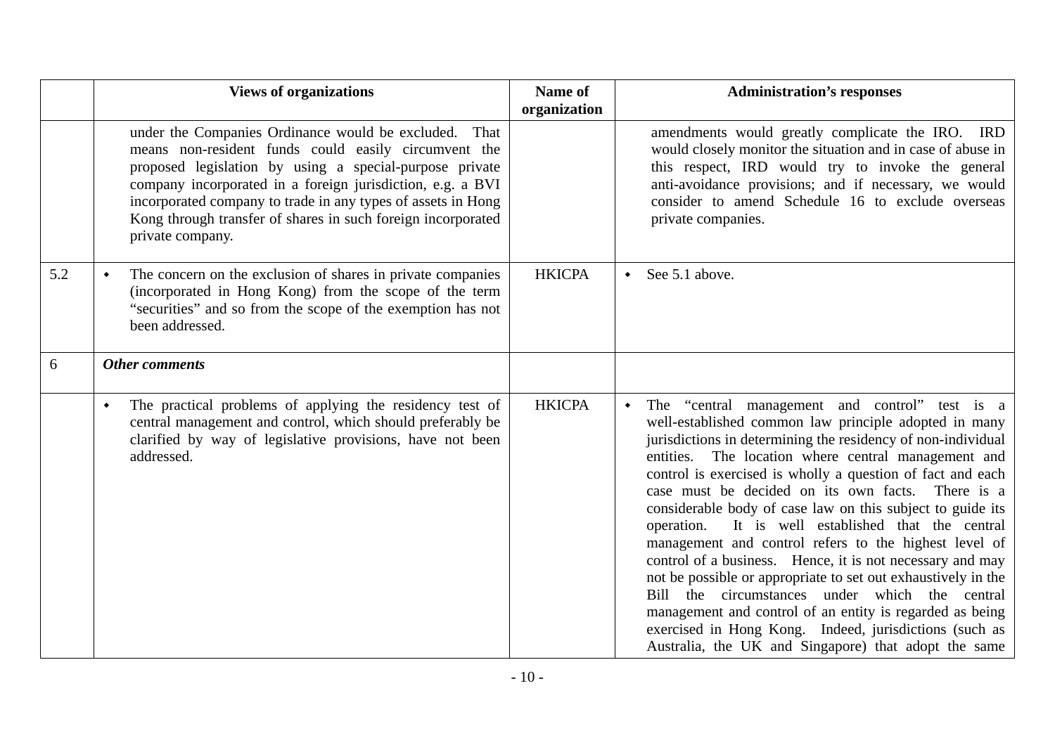|  | Views of organizations | Name of organization | Administration's responses |
|---|---|---|---|
|  | under the Companies Ordinance would be excluded. That means non-resident funds could easily circumvent the proposed legislation by using a special-purpose private company incorporated in a foreign jurisdiction, e.g. a BVI incorporated company to trade in any types of assets in Hong Kong through transfer of shares in such foreign incorporated private company. |  | amendments would greatly complicate the IRO. IRD would closely monitor the situation and in case of abuse in this respect, IRD would try to invoke the general anti-avoidance provisions; and if necessary, we would consider to amend Schedule 16 to exclude overseas private companies. |
| 5.2 | • The concern on the exclusion of shares in private companies (incorporated in Hong Kong) from the scope of the term "securities" and so from the scope of the exemption has not been addressed. | HKICPA | • See 5.1 above. |
| 6 | ***Other comments*** |  |  |
|  | • The practical problems of applying the residency test of central management and control, which should preferably be clarified by way of legislative provisions, have not been addressed. | HKICPA | • The "central management and control" test is a well-established common law principle adopted in many jurisdictions in determining the residency of non-individual entities. The location where central management and control is exercised is wholly a question of fact and each case must be decided on its own facts. There is a considerable body of case law on this subject to guide its operation. It is well established that the central management and control refers to the highest level of control of a business. Hence, it is not necessary and may not be possible or appropriate to set out exhaustively in the Bill the circumstances under which the central management and control of an entity is regarded as being exercised in Hong Kong. Indeed, jurisdictions (such as Australia, the UK and Singapore) that adopt the same |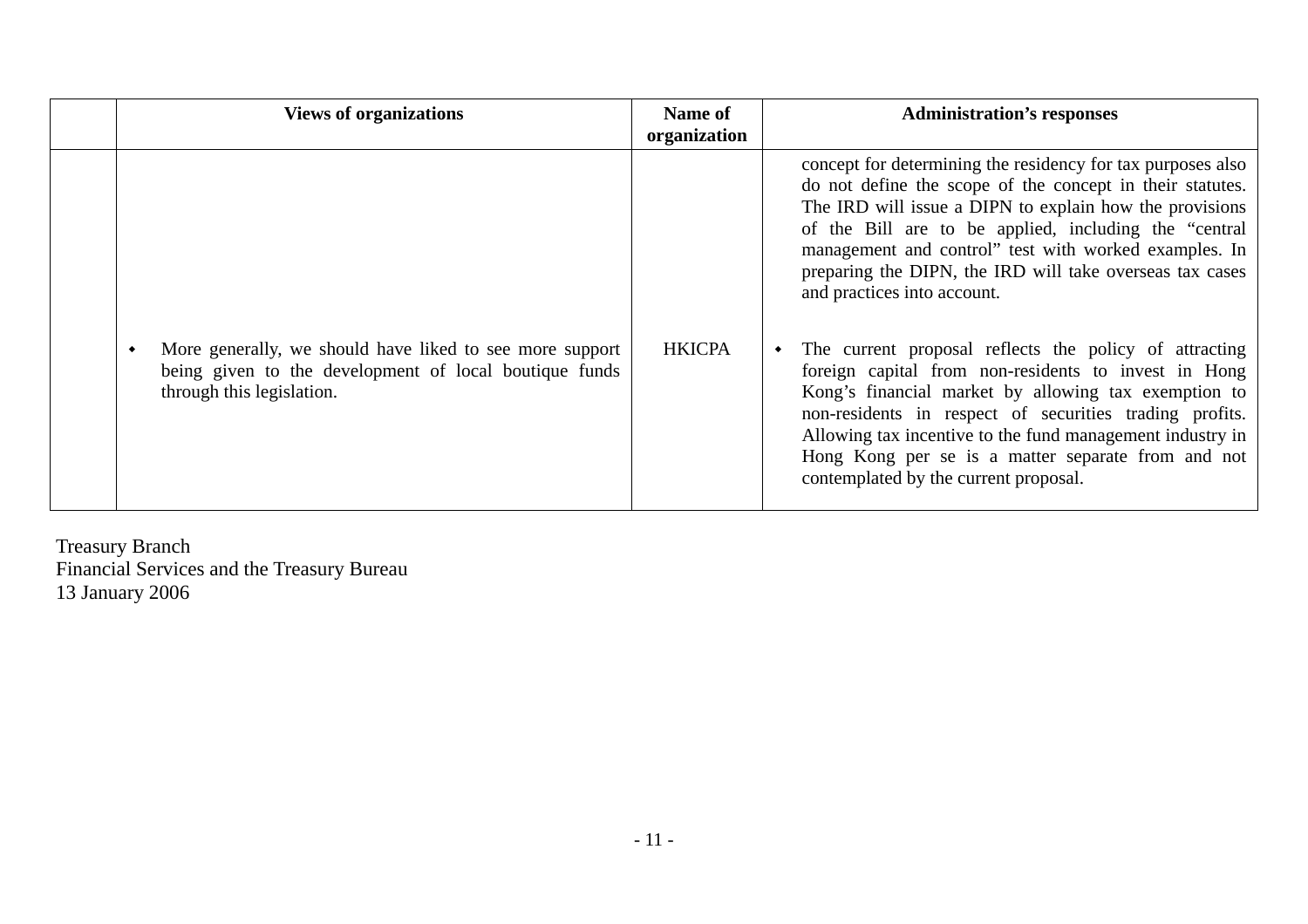| | Views of organizations | Name of organization | Administration's responses |
|---|---|---|---|
| | | | concept for determining the residency for tax purposes also do not define the scope of the concept in their statutes. The IRD will issue a DIPN to explain how the provisions of the Bill are to be applied, including the "central management and control" test with worked examples. In preparing the DIPN, the IRD will take overseas tax cases and practices into account. |
| | • More generally, we should have liked to see more support being given to the development of local boutique funds through this legislation. | HKICPA | • The current proposal reflects the policy of attracting foreign capital from non-residents to invest in Hong Kong's financial market by allowing tax exemption to non-residents in respect of securities trading profits. Allowing tax incentive to the fund management industry in Hong Kong per se is a matter separate from and not contemplated by the current proposal. |

Treasury Branch
Financial Services and the Treasury Bureau
13 January 2006